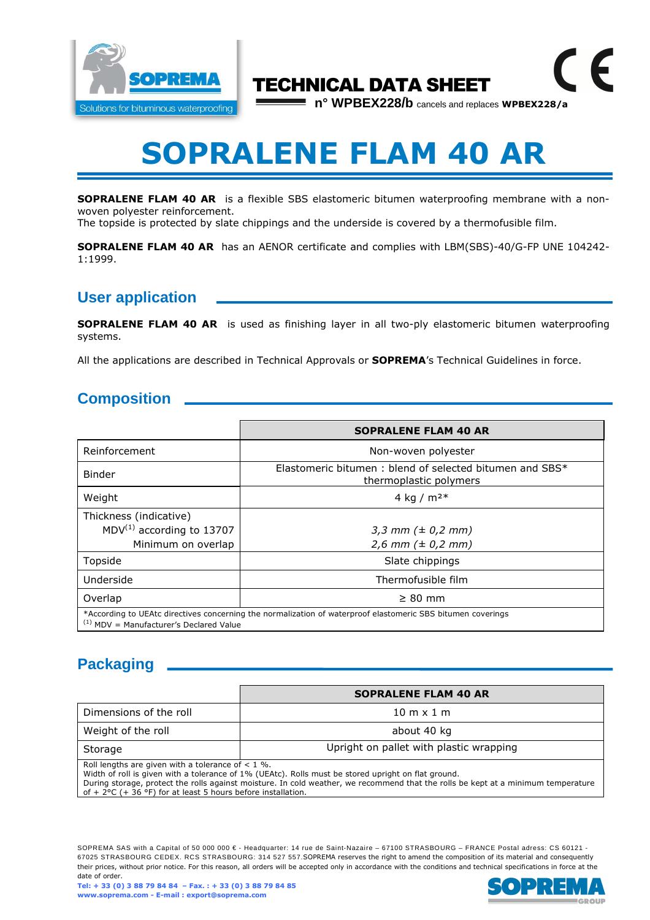TECHNICAL DATA SHEET

n° WPBEX228/b cancels and replaces **WPBEX228/a**

# SOPRALENE FLAM 40 AR

**SOPRALENE FLAM 40 AR** is a flexible SBS elastomeric bitumen waterproofing membrane with a non-woven polyester reinforcement.
The topside is protected by slate chippings and the underside is covered by a thermofusible film.

**SOPRALENE FLAM 40 AR** has an AENOR certificate and complies with LBM(SBS)-40/G-FP UNE 104242-1:1999.

## User application

**SOPRALENE FLAM 40 AR** is used as finishing layer in all two-ply elastomeric bitumen waterproofing systems.

All the applications are described in Technical Approvals or **SOPREMA**'s Technical Guidelines in force.

## Composition

| | **SOPRALENE FLAM 40 AR** |
|---|---|
| Reinforcement | Non-woven polyester |
| Binder | Elastomeric bitumen : blend of selected bitumen and SBS* thermoplastic polymers |
| Weight | 4 kg / m²* |
| Thickness (indicative)<br>MDV[(1)] according to 13707<br>Minimum on overlap | <br>*3,3 mm (± 0,2 mm)*<br>*2,6 mm (± 0,2 mm)* |
| Topside | Slate chippings |
| Underside | Thermofusible film |
| Overlap | ≥ 80 mm |

*According to UEAtc directives concerning the normalization of waterproof elastomeric SBS bitumen coverings
[(1)] MDV = Manufacturer's Declared Value

## Packaging

| | **SOPRALENE FLAM 40 AR** |
|---|---|
| Dimensions of the roll | 10 m x 1 m |
| Weight of the roll | about 40 kg |
| Storage | Upright on pallet with plastic wrapping |

Roll lengths are given with a tolerance of < 1 %.
Width of roll is given with a tolerance of 1% (UEAtc). Rolls must be stored upright on flat ground.
During storage, protect the rolls against moisture. In cold weather, we recommend that the rolls be kept at a minimum temperature of + 2°C (+ 36 °F) for at least 5 hours before installation.

SOPREMA SAS with a Capital of 50 000 000 € - Headquarter: 14 rue de Saint-Nazaire – 67100 STRASBOURG – FRANCE Postal adress: CS 60121 - 67025 STRASBOURG CEDEX. RCS STRASBOURG: 314 527 557.SOPREMA reserves the right to amend the composition of its material and consequently their prices, without prior notice. For this reason, all orders will be accepted only in accordance with the conditions and technical specifications in force at the date of order.
**Tel: + 33 (0) 3 88 79 84 84 – Fax. : + 33 (0) 3 88 79 84 85**
**www.soprema.com - E-mail : export@soprema.com**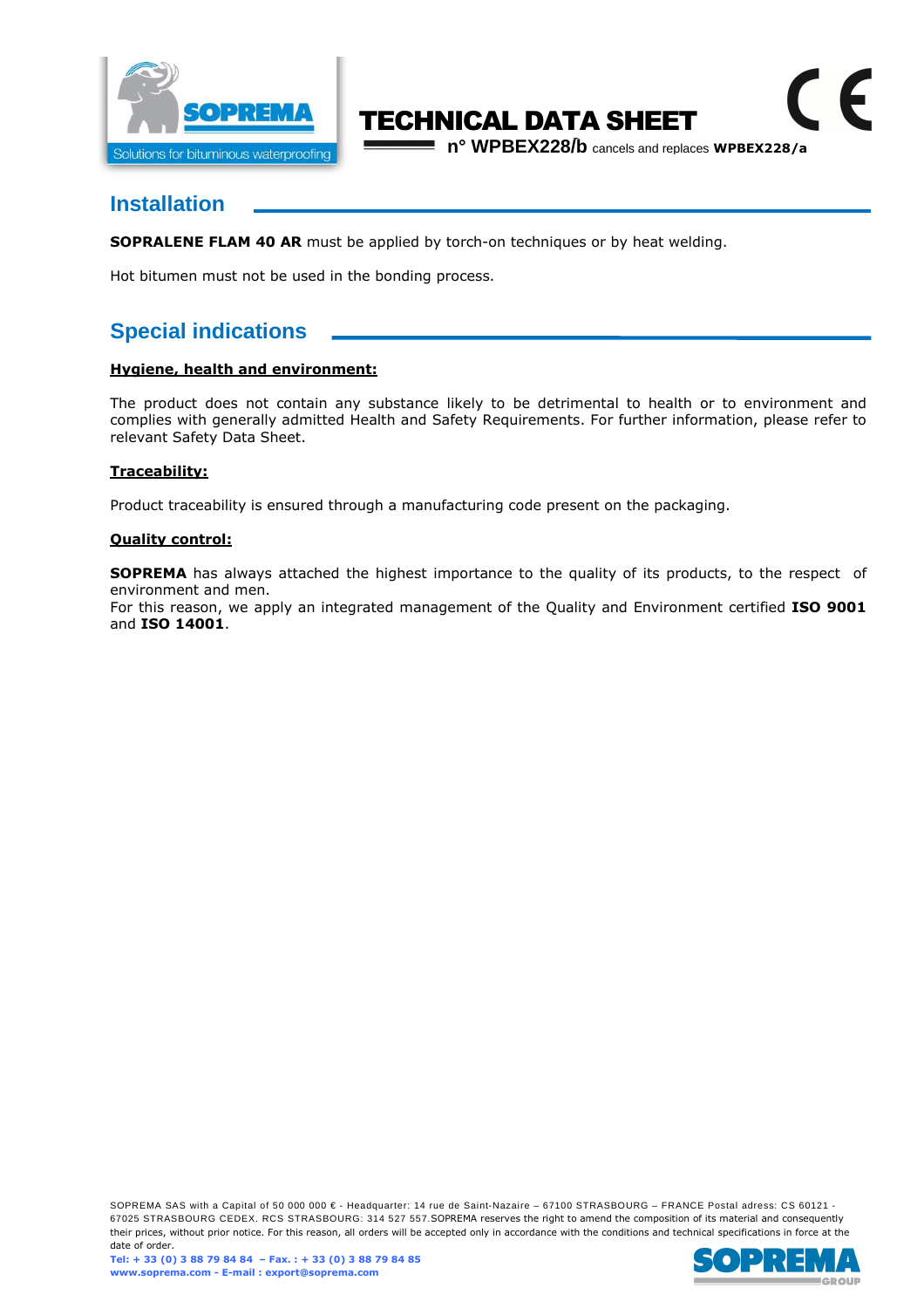## Installation

**SOPRALENE FLAM 40 AR** must be applied by torch-on techniques or by heat welding.

Hot bitumen must not be used in the bonding process.

## Special indications

**Hygiene, health and environment:**

The product does not contain any substance likely to be detrimental to health or to environment and complies with generally admitted Health and Safety Requirements. For further information, please refer to relevant Safety Data Sheet.

**Traceability:**

Product traceability is ensured through a manufacturing code present on the packaging.

**Quality control:**

**SOPREMA** has always attached the highest importance to the quality of its products, to the respect of environment and men.
For this reason, we apply an integrated management of the Quality and Environment certified **ISO 9001** and **ISO 14001**.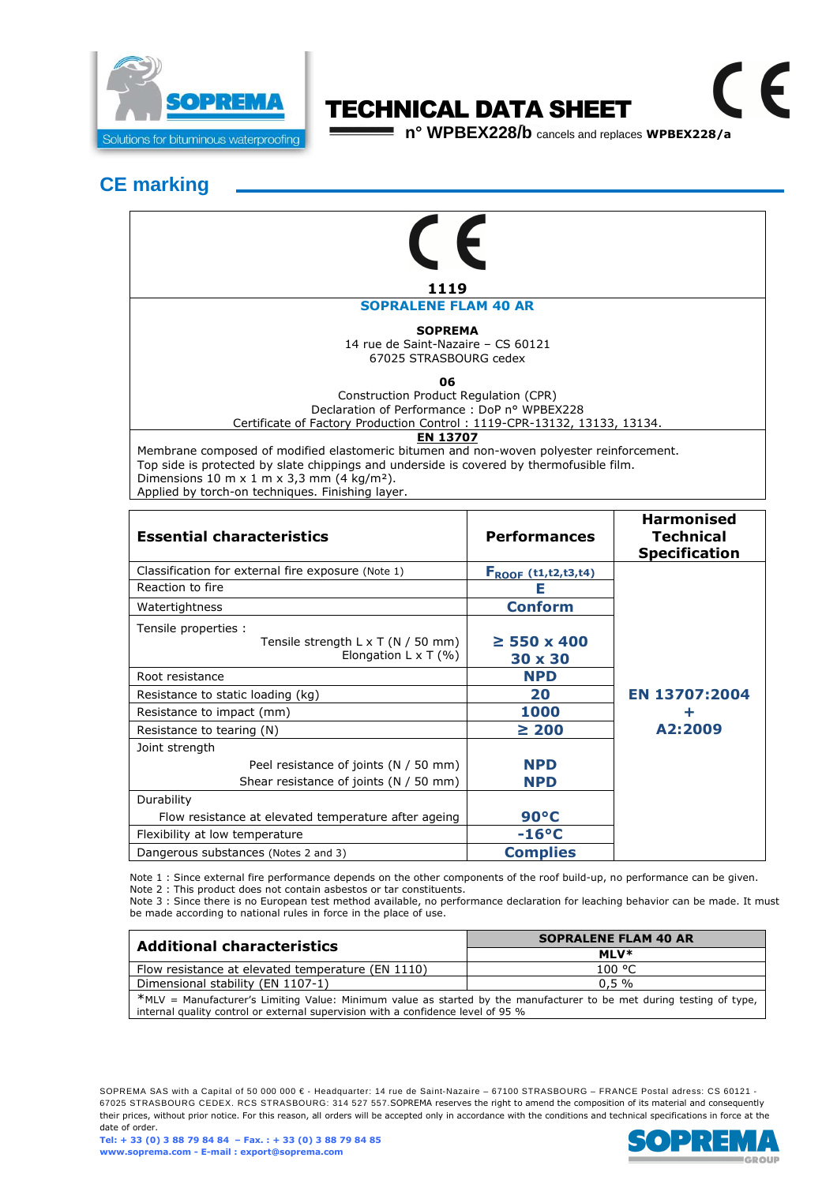Solutions for bituminous waterproofing

# TECHNICAL DATA SHEET

**n° WPBEX228/b** cancels and replaces **WPBEX228/a**

## CE marking

CE

**1119**

**SOPRALENE FLAM 40 AR**

**SOPREMA**
14 rue de Saint-Nazaire – CS 60121
67025 STRASBOURG cedex

**06**
Construction Product Regulation (CPR)
Declaration of Performance : DoP n° WPBEX228
Certificate of Factory Production Control : 1119-CPR-13132, 13133, 13134.

**EN 13707**

Membrane composed of modified elastomeric bitumen and non-woven polyester reinforcement.
Top side is protected by slate chippings and underside is covered by thermofusible film.
Dimensions 10 m x 1 m x 3,3 mm (4 kg/m²).
Applied by torch-on techniques. Finishing layer.

| Essential characteristics | Performances | Harmonised Technical Specification |
|---|---|---|
| Classification for external fire exposure (Note 1) | $F_{ROOF}$ (t1,t2,t3,t4) | EN 13707:2004 + A2:2009 |
| Reaction to fire | E | |
| Watertightness | Conform | |
| Tensile properties : Tensile strength L x T (N / 50 mm) | ≥ 550 x 400 | |
| Tensile properties : Elongation L x T (%) | 30 x 30 | |
| Root resistance | NPD | |
| Resistance to static loading (kg) | 20 | |
| Resistance to impact (mm) | 1000 | |
| Resistance to tearing (N) | ≥ 200 | |
| Joint strength : Peel resistance of joints (N / 50 mm) | NPD | |
| Joint strength : Shear resistance of joints (N / 50 mm) | NPD | |
| Durability : Flow resistance at elevated temperature after ageing | 90°C | |
| Flexibility at low temperature | -16°C | |
| Dangerous substances (Notes 2 and 3) | Complies | |

Note 1 : Since external fire performance depends on the other components of the roof build-up, no performance can be given.
Note 2 : This product does not contain asbestos or tar constituents.
Note 3 : Since there is no European test method available, no performance declaration for leaching behavior can be made. It must be made according to national rules in force in the place of use.

| Additional characteristics | SOPRALENE FLAM 40 AR MLV* |
|---|---|
| Flow resistance at elevated temperature (EN 1110) | 100 °C |
| Dimensional stability (EN 1107-1) | 0,5 % |

*MLV = Manufacturer's Limiting Value: Minimum value as started by the manufacturer to be met during testing of type, internal quality control or external supervision with a confidence level of 95 %

SOPREMA SAS with a Capital of 50 000 000 € - Headquarter: 14 rue de Saint-Nazaire – 67100 STRASBOURG – FRANCE Postal adress: CS 60121 - 67025 STRASBOURG CEDEX. RCS STRASBOURG: 314 527 557.SOPREMA reserves the right to amend the composition of its material and consequently their prices, without prior notice. For this reason, all orders will be accepted only in accordance with the conditions and technical specifications in force at the date of order.

**Tel: + 33 (0) 3 88 79 84 84 – Fax. : + 33 (0) 3 88 79 84 85**
**www.soprema.com - E-mail : export@soprema.com**

SOPREMA GROUP